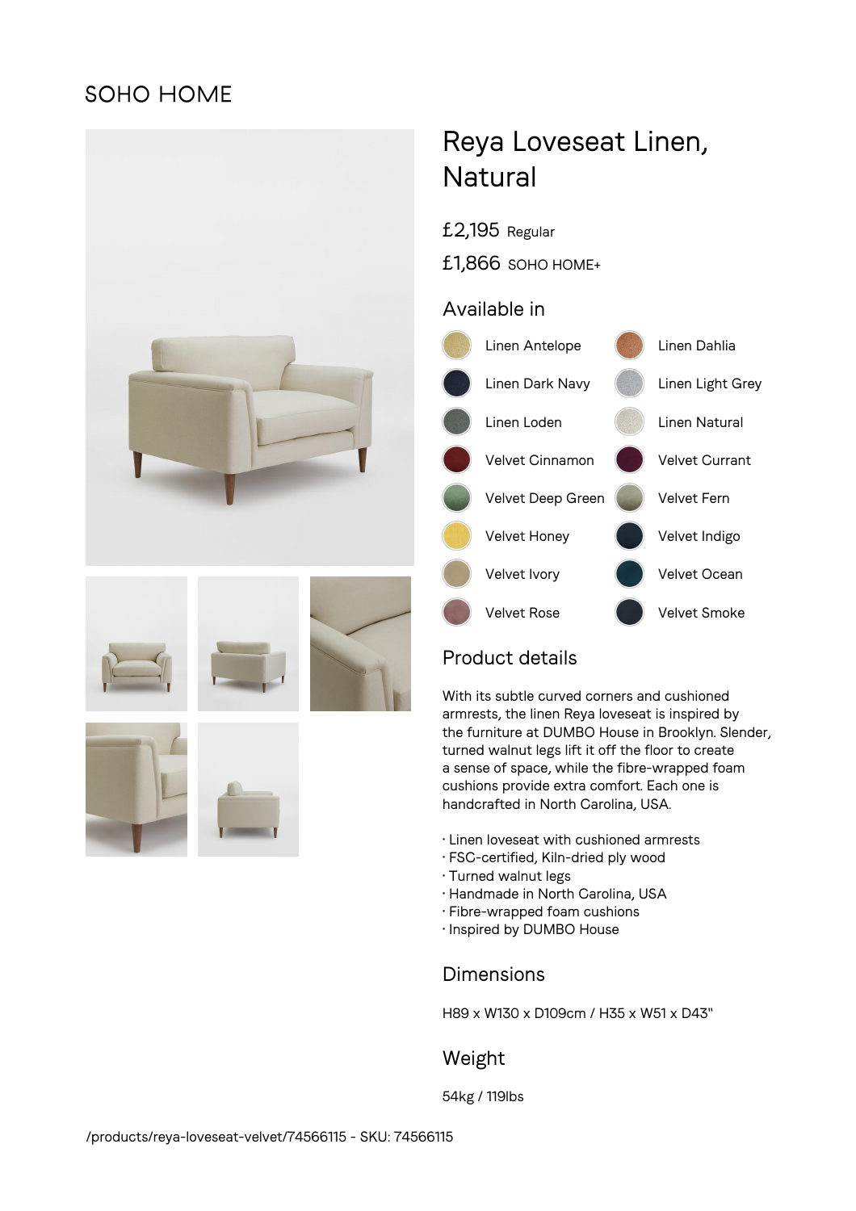SOHO HOME

# Reya Loveseat Linen, Natural

£2,195 Regular

£1,866 SOHO HOME+

## Available in

- Linen Antelope
- Linen Dahlia
- Linen Dark Navy
- Linen Light Grey
- Linen Loden
- Linen Natural
- Velvet Cinnamon
- Velvet Currant
- Velvet Deep Green
- Velvet Fern
- Velvet Honey
- Velvet Indigo
- Velvet Ivory
- Velvet Ocean
- Velvet Rose
- Velvet Smoke

## Product details

With its subtle curved corners and cushioned armrests, the linen Reya loveseat is inspired by the furniture at DUMBO House in Brooklyn. Slender, turned walnut legs lift it off the floor to create a sense of space, while the fibre-wrapped foam cushions provide extra comfort. Each one is handcrafted in North Carolina, USA.

- Linen loveseat with cushioned armrests
- FSC-certified, Kiln-dried ply wood
- Turned walnut legs
- Handmade in North Carolina, USA
- Fibre-wrapped foam cushions
- Inspired by DUMBO House

## Dimensions

H89 x W130 x D109cm / H35 x W51 x D43"

## Weight

54kg / 119lbs

/products/reya-loveseat-velvet/74566115 - SKU: 74566115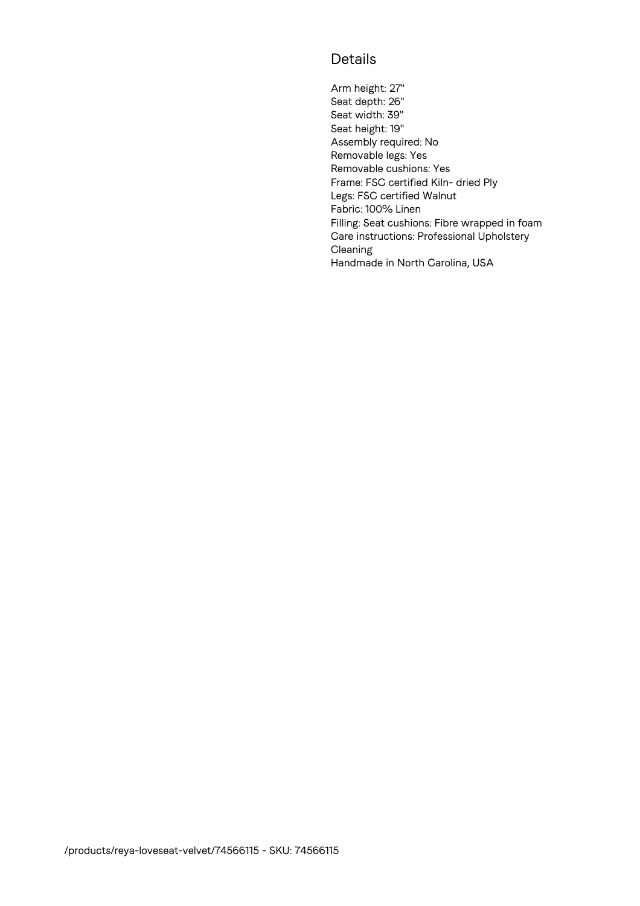## Details

Arm height: 27"
Seat depth: 26"
Seat width: 39"
Seat height: 19"
Assembly required: No
Removable legs: Yes
Removable cushions: Yes
Frame: FSC certified Kiln- dried Ply
Legs: FSC certified Walnut
Fabric: 100% Linen
Filling: Seat cushions: Fibre wrapped in foam
Care instructions: Professional Upholstery Cleaning
Handmade in North Carolina, USA

/products/reya-loveseat-velvet/74566115 - SKU: 74566115